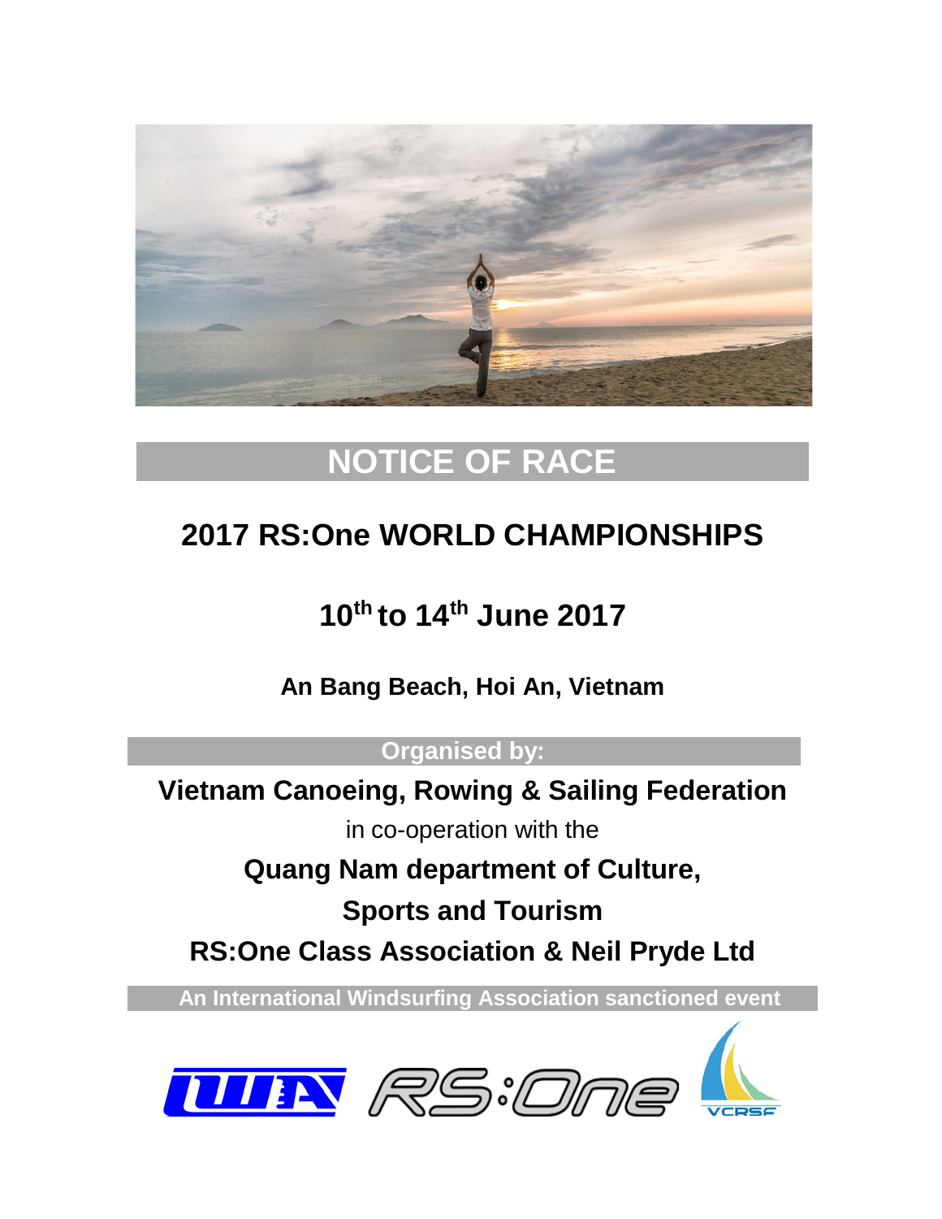# NOTICE OF RACE

## 2017 RS:One WORLD CHAMPIONSHIPS

## 10th to 14th June 2017

**An Bang Beach, Hoi An, Vietnam**

**Organised by:**

**Vietnam Canoeing, Rowing & Sailing Federation**

in co-operation with the

**Quang Nam department of Culture, Sports and Tourism**

**RS:One Class Association & Neil Pryde Ltd**

**An International Windsurfing Association sanctioned event**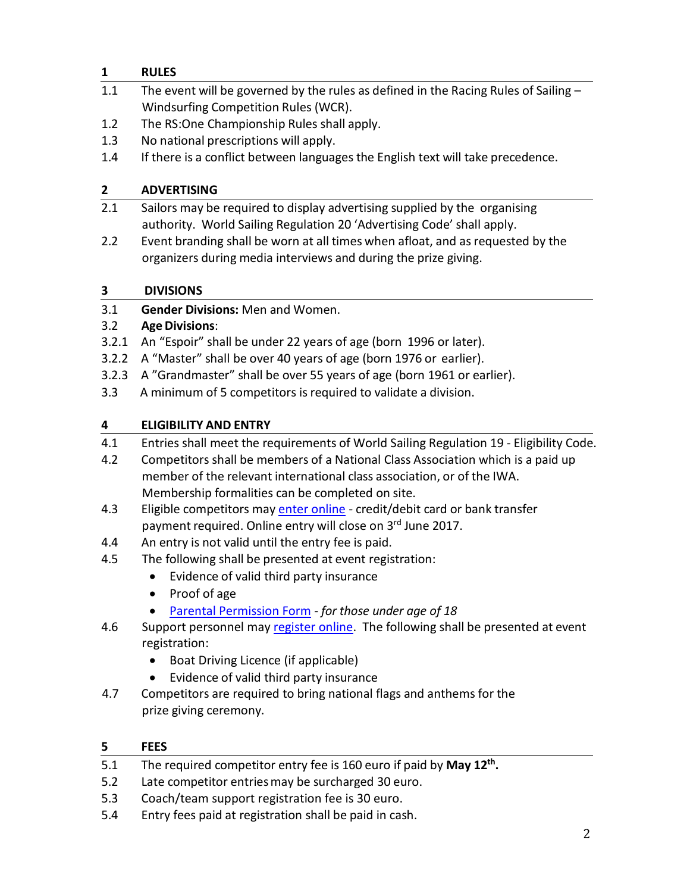## 1 RULES

1.1 The event will be governed by the rules as defined in the Racing Rules of Sailing – Windsurfing Competition Rules (WCR).

1.2 The RS:One Championship Rules shall apply.

1.3 No national prescriptions will apply.

1.4 If there is a conflict between languages the English text will take precedence.

## 2 ADVERTISING

2.1 Sailors may be required to display advertising supplied by the organising authority. World Sailing Regulation 20 'Advertising Code' shall apply.

2.2 Event branding shall be worn at all times when afloat, and as requested by the organizers during media interviews and during the prize giving.

## 3 DIVISIONS

3.1 **Gender Divisions:** Men and Women.

3.2 **Age Divisions**:

3.2.1 An "Espoir" shall be under 22 years of age (born 1996 or later).

3.2.2 A "Master" shall be over 40 years of age (born 1976 or earlier).

3.2.3 A "Grandmaster" shall be over 55 years of age (born 1961 or earlier).

3.3 A minimum of 5 competitors is required to validate a division.

## 4 ELIGIBILITY AND ENTRY

4.1 Entries shall meet the requirements of World Sailing Regulation 19 - Eligibility Code.

4.2 Competitors shall be members of a National Class Association which is a paid up member of the relevant international class association, or of the IWA. Membership formalities can be completed on site.

4.3 Eligible competitors may enter online - credit/debit card or bank transfer payment required. Online entry will close on 3rd June 2017.

4.4 An entry is not valid until the entry fee is paid.

4.5 The following shall be presented at event registration:

- Evidence of valid third party insurance
- Proof of age
- Parental Permission Form - *for those under age of 18*

4.6 Support personnel may register online. The following shall be presented at event registration:

- Boat Driving Licence (if applicable)
- Evidence of valid third party insurance

4.7 Competitors are required to bring national flags and anthems for the prize giving ceremony.

## 5 FEES

5.1 The required competitor entry fee is 160 euro if paid by **May 12th.**

5.2 Late competitor entries may be surcharged 30 euro.

5.3 Coach/team support registration fee is 30 euro.

5.4 Entry fees paid at registration shall be paid in cash.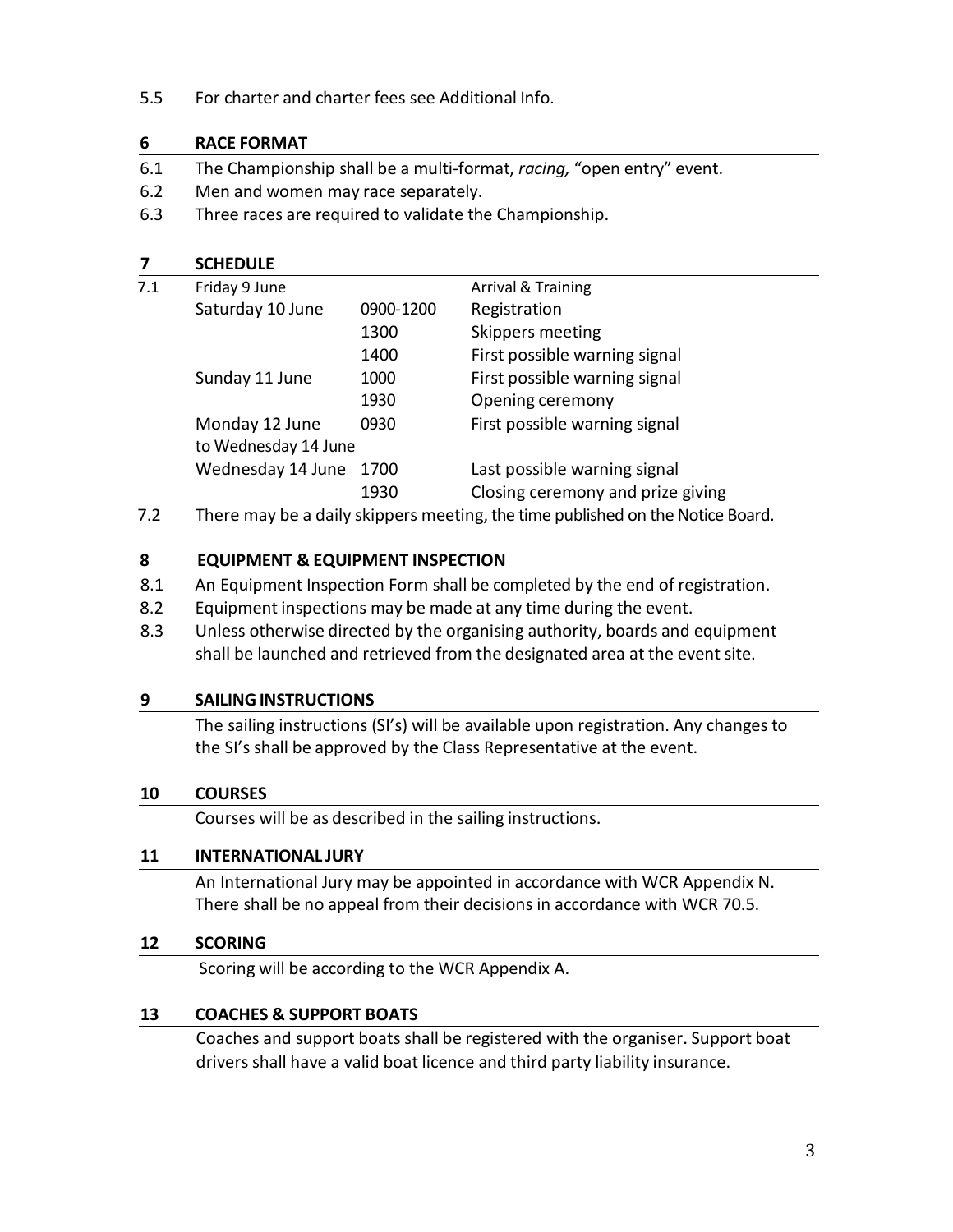5.5 For charter and charter fees see Additional Info.

## 6 RACE FORMAT

6.1 The Championship shall be a multi-format, *racing,* "open entry" event.
6.2 Men and women may race separately.
6.3 Three races are required to validate the Championship.

## 7 SCHEDULE

7.1

| Day | Time | Event |
|---|---|---|
| Friday 9 June | | Arrival & Training |
| Saturday 10 June | 0900-1200 | Registration |
| | 1300 | Skippers meeting |
| | 1400 | First possible warning signal |
| Sunday 11 June | 1000 | First possible warning signal |
| | 1930 | Opening ceremony |
| Monday 12 June to Wednesday 14 June | 0930 | First possible warning signal |
| Wednesday 14 June | 1700 | Last possible warning signal |
| | 1930 | Closing ceremony and prize giving |

7.2 There may be a daily skippers meeting, the time published on the Notice Board.

## 8 EQUIPMENT & EQUIPMENT INSPECTION

8.1 An Equipment Inspection Form shall be completed by the end of registration.
8.2 Equipment inspections may be made at any time during the event.
8.3 Unless otherwise directed by the organising authority, boards and equipment shall be launched and retrieved from the designated area at the event site.

## 9 SAILING INSTRUCTIONS

The sailing instructions (SI's) will be available upon registration. Any changes to the SI's shall be approved by the Class Representative at the event.

## 10 COURSES

Courses will be as described in the sailing instructions.

## 11 INTERNATIONAL JURY

An International Jury may be appointed in accordance with WCR Appendix N. There shall be no appeal from their decisions in accordance with WCR 70.5.

## 12 SCORING

Scoring will be according to the WCR Appendix A.

## 13 COACHES & SUPPORT BOATS

Coaches and support boats shall be registered with the organiser. Support boat drivers shall have a valid boat licence and third party liability insurance.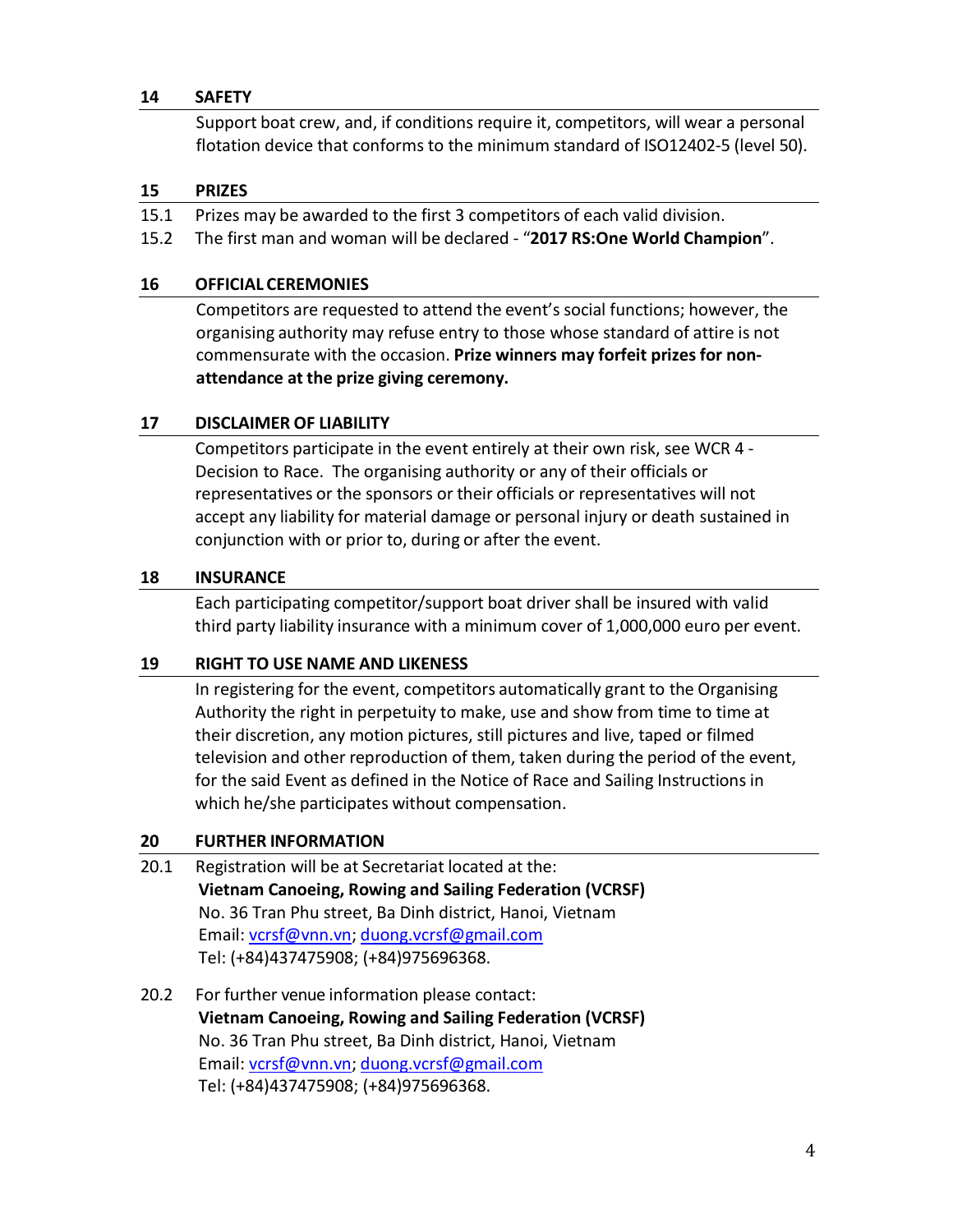## 14 SAFETY

Support boat crew, and, if conditions require it, competitors, will wear a personal flotation device that conforms to the minimum standard of ISO12402-5 (level 50).

## 15 PRIZES

15.1 Prizes may be awarded to the first 3 competitors of each valid division.

15.2 The first man and woman will be declared - "**2017 RS:One World Champion**".

## 16 OFFICIAL CEREMONIES

Competitors are requested to attend the event's social functions; however, the organising authority may refuse entry to those whose standard of attire is not commensurate with the occasion. **Prize winners may forfeit prizes for non-attendance at the prize giving ceremony.**

## 17 DISCLAIMER OF LIABILITY

Competitors participate in the event entirely at their own risk, see WCR 4 - Decision to Race. The organising authority or any of their officials or representatives or the sponsors or their officials or representatives will not accept any liability for material damage or personal injury or death sustained in conjunction with or prior to, during or after the event.

## 18 INSURANCE

Each participating competitor/support boat driver shall be insured with valid third party liability insurance with a minimum cover of 1,000,000 euro per event.

## 19 RIGHT TO USE NAME AND LIKENESS

In registering for the event, competitors automatically grant to the Organising Authority the right in perpetuity to make, use and show from time to time at their discretion, any motion pictures, still pictures and live, taped or filmed television and other reproduction of them, taken during the period of the event, for the said Event as defined in the Notice of Race and Sailing Instructions in which he/she participates without compensation.

## 20 FURTHER INFORMATION

20.1 Registration will be at Secretariat located at the:
**Vietnam Canoeing, Rowing and Sailing Federation (VCRSF)**
No. 36 Tran Phu street, Ba Dinh district, Hanoi, Vietnam
Email: vcrsf@vnn.vn; duong.vcrsf@gmail.com
Tel: (+84)437475908; (+84)975696368.

20.2 For further venue information please contact:
**Vietnam Canoeing, Rowing and Sailing Federation (VCRSF)**
No. 36 Tran Phu street, Ba Dinh district, Hanoi, Vietnam
Email: vcrsf@vnn.vn; duong.vcrsf@gmail.com
Tel: (+84)437475908; (+84)975696368.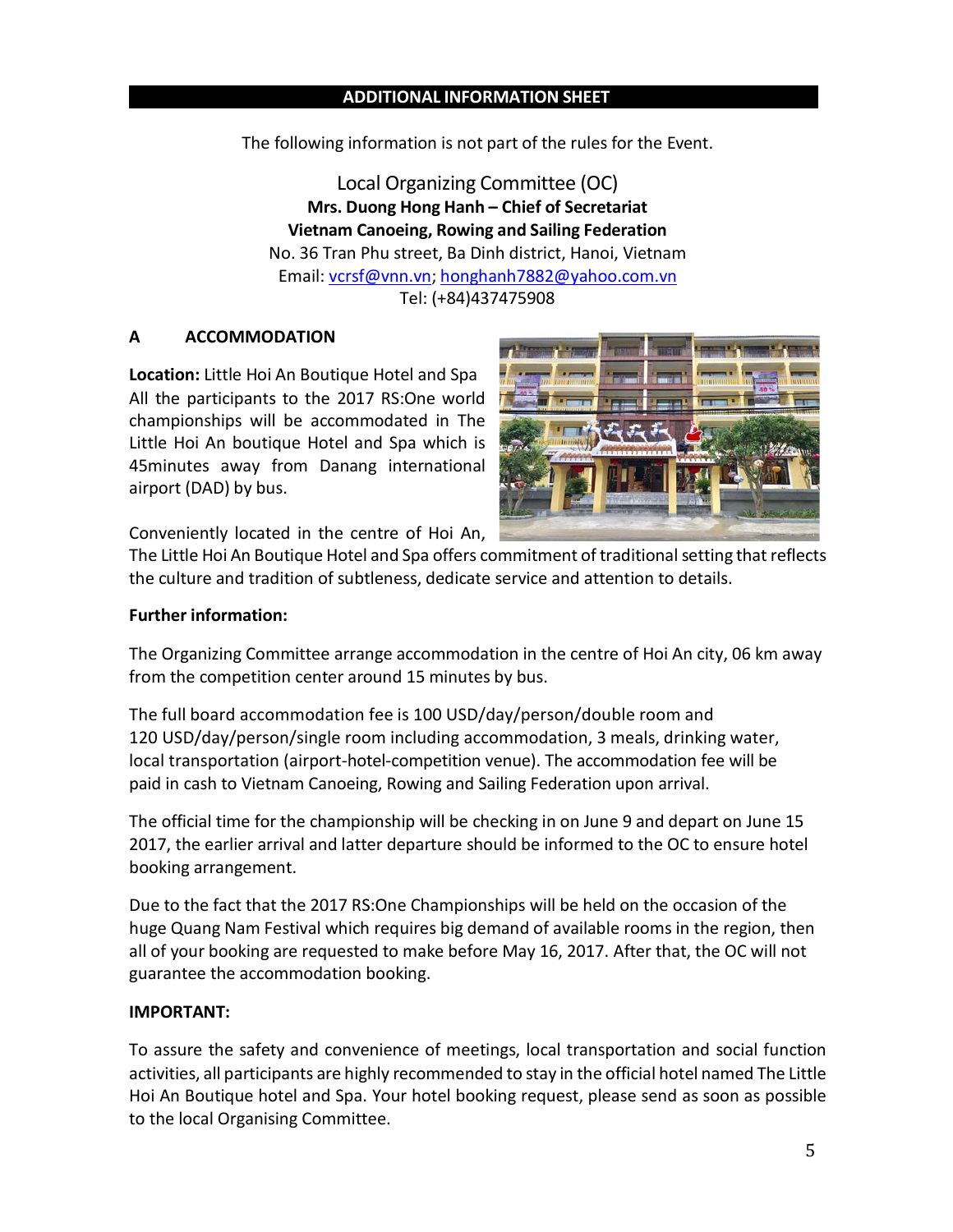## ADDITIONAL INFORMATION SHEET

The following information is not part of the rules for the Event.

Local Organizing Committee (OC)
**Mrs. Duong Hong Hanh – Chief of Secretariat**
**Vietnam Canoeing, Rowing and Sailing Federation**
No. 36 Tran Phu street, Ba Dinh district, Hanoi, Vietnam
Email: vcrsf@vnn.vn; honghanh7882@yahoo.com.vn
Tel: (+84)437475908

## A ACCOMMODATION

**Location:** Little Hoi An Boutique Hotel and Spa
All the participants to the 2017 RS:One world championships will be accommodated in The Little Hoi An boutique Hotel and Spa which is 45minutes away from Danang international airport (DAD) by bus.

Conveniently located in the centre of Hoi An, The Little Hoi An Boutique Hotel and Spa offers commitment of traditional setting that reflects the culture and tradition of subtleness, dedicate service and attention to details.

**Further information:**

The Organizing Committee arrange accommodation in the centre of Hoi An city, 06 km away from the competition center around 15 minutes by bus.

The full board accommodation fee is 100 USD/day/person/double room and 120 USD/day/person/single room including accommodation, 3 meals, drinking water, local transportation (airport-hotel-competition venue). The accommodation fee will be paid in cash to Vietnam Canoeing, Rowing and Sailing Federation upon arrival.

The official time for the championship will be checking in on June 9 and depart on June 15 2017, the earlier arrival and latter departure should be informed to the OC to ensure hotel booking arrangement.

Due to the fact that the 2017 RS:One Championships will be held on the occasion of the huge Quang Nam Festival which requires big demand of available rooms in the region, then all of your booking are requested to make before May 16, 2017. After that, the OC will not guarantee the accommodation booking.

**IMPORTANT:**

To assure the safety and convenience of meetings, local transportation and social function activities, all participants are highly recommended to stay in the official hotel named The Little Hoi An Boutique hotel and Spa. Your hotel booking request, please send as soon as possible to the local Organising Committee.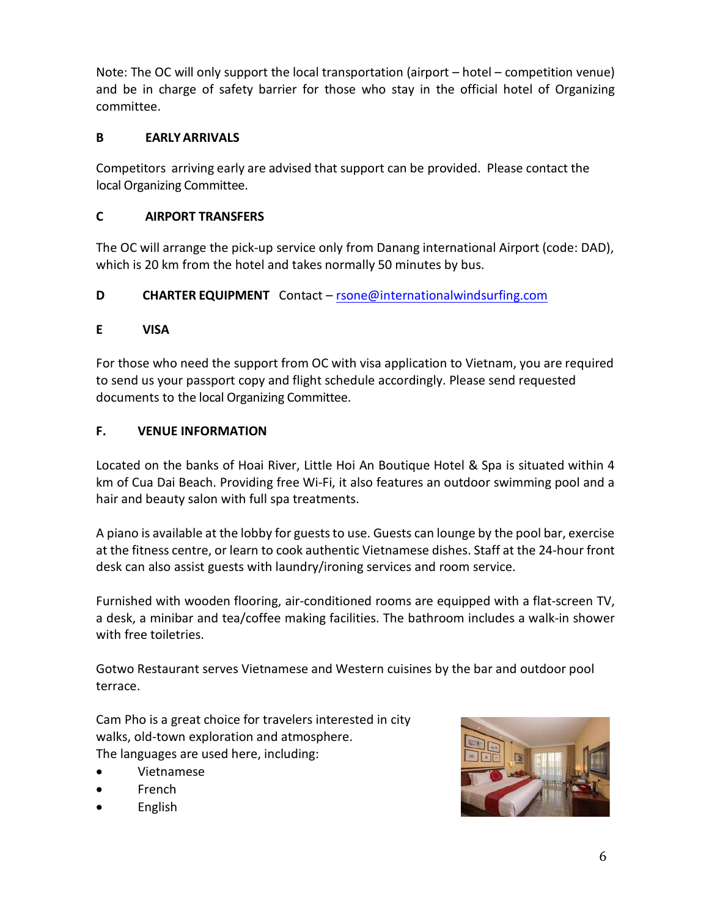Note: The OC will only support the local transportation (airport – hotel – competition venue) and be in charge of safety barrier for those who stay in the official hotel of Organizing committee.

## B EARLY ARRIVALS

Competitors arriving early are advised that support can be provided. Please contact the local Organizing Committee.

## C AIRPORT TRANSFERS

The OC will arrange the pick-up service only from Danang international Airport (code: DAD), which is 20 km from the hotel and takes normally 50 minutes by bus.

## D CHARTER EQUIPMENT Contact – rsone@internationalwindsurfing.com

## E VISA

For those who need the support from OC with visa application to Vietnam, you are required to send us your passport copy and flight schedule accordingly. Please send requested documents to the local Organizing Committee.

## F. VENUE INFORMATION

Located on the banks of Hoai River, Little Hoi An Boutique Hotel & Spa is situated within 4 km of Cua Dai Beach. Providing free Wi-Fi, it also features an outdoor swimming pool and a hair and beauty salon with full spa treatments.

A piano is available at the lobby for guests to use. Guests can lounge by the pool bar, exercise at the fitness centre, or learn to cook authentic Vietnamese dishes. Staff at the 24-hour front desk can also assist guests with laundry/ironing services and room service.

Furnished with wooden flooring, air-conditioned rooms are equipped with a flat-screen TV, a desk, a minibar and tea/coffee making facilities. The bathroom includes a walk-in shower with free toiletries.

Gotwo Restaurant serves Vietnamese and Western cuisines by the bar and outdoor pool terrace.

Cam Pho is a great choice for travelers interested in city walks, old-town exploration and atmosphere.
The languages are used here, including:

- Vietnamese
- French
- English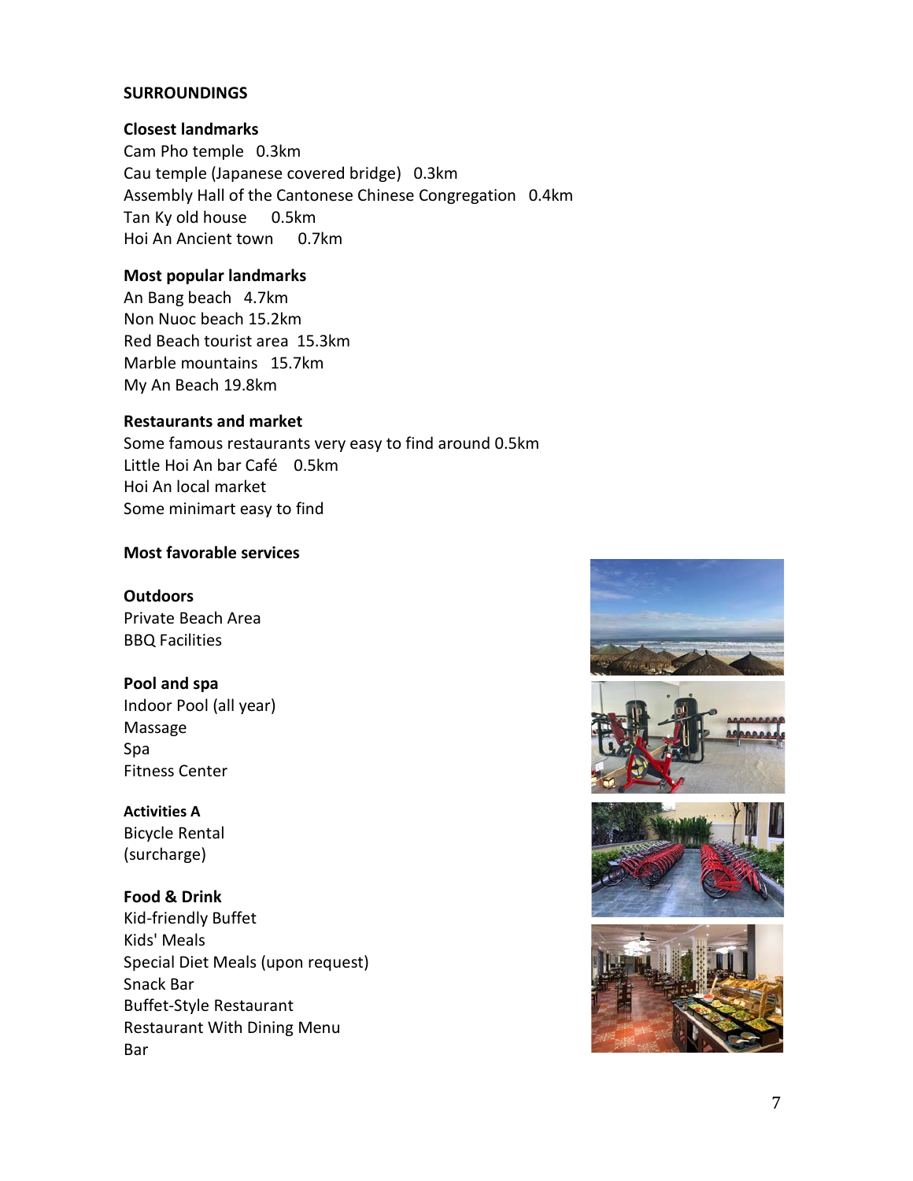**SURROUNDINGS**

**Closest landmarks**

Cam Pho temple 0.3km
Cau temple (Japanese covered bridge) 0.3km
Assembly Hall of the Cantonese Chinese Congregation 0.4km
Tan Ky old house 0.5km
Hoi An Ancient town 0.7km

**Most popular landmarks**

An Bang beach 4.7km
Non Nuoc beach 15.2km
Red Beach tourist area 15.3km
Marble mountains 15.7km
My An Beach 19.8km

**Restaurants and market**

Some famous restaurants very easy to find around 0.5km
Little Hoi An bar Café 0.5km
Hoi An local market
Some minimart easy to find

**Most favorable services**

**Outdoors**

Private Beach Area
BBQ Facilities

**Pool and spa**

Indoor Pool (all year)
Massage
Spa
Fitness Center

**Activities A**

Bicycle Rental
(surcharge)

**Food & Drink**

Kid-friendly Buffet
Kids' Meals
Special Diet Meals (upon request)
Snack Bar
Buffet-Style Restaurant
Restaurant With Dining Menu
Bar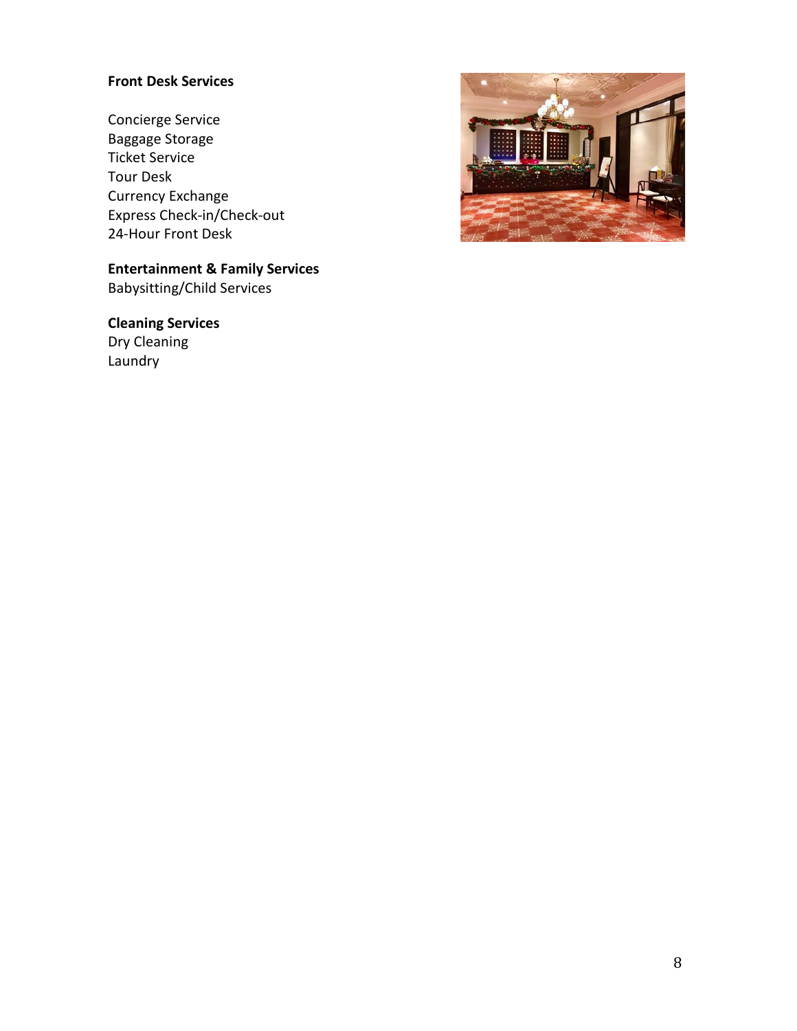**Front Desk Services**

Concierge Service
Baggage Storage
Ticket Service
Tour Desk
Currency Exchange
Express Check-in/Check-out
24-Hour Front Desk

**Entertainment & Family Services**
Babysitting/Child Services

**Cleaning Services**
Dry Cleaning
Laundry